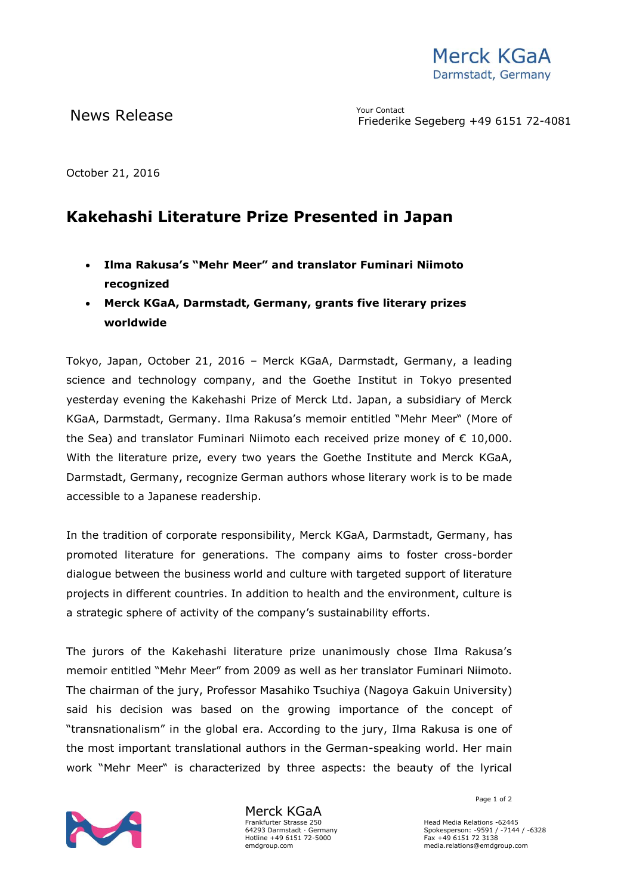Merck KGaA
Darmstadt, Germany

News Release

Your Contact
Friederike Segeberg +49 6151 72-4081

October 21, 2016

# Kakehashi Literature Prize Presented in Japan

- **Ilma Rakusa's "Mehr Meer" and translator Fuminari Niimoto recognized**
- **Merck KGaA, Darmstadt, Germany, grants five literary prizes worldwide**

Tokyo, Japan, October 21, 2016 – Merck KGaA, Darmstadt, Germany, a leading science and technology company, and the Goethe Institut in Tokyo presented yesterday evening the Kakehashi Prize of Merck Ltd. Japan, a subsidiary of Merck KGaA, Darmstadt, Germany. Ilma Rakusa's memoir entitled "Mehr Meer" (More of the Sea) and translator Fuminari Niimoto each received prize money of € 10,000. With the literature prize, every two years the Goethe Institute and Merck KGaA, Darmstadt, Germany, recognize German authors whose literary work is to be made accessible to a Japanese readership.

In the tradition of corporate responsibility, Merck KGaA, Darmstadt, Germany, has promoted literature for generations. The company aims to foster cross-border dialogue between the business world and culture with targeted support of literature projects in different countries. In addition to health and the environment, culture is a strategic sphere of activity of the company's sustainability efforts.

The jurors of the Kakehashi literature prize unanimously chose Ilma Rakusa's memoir entitled "Mehr Meer" from 2009 as well as her translator Fuminari Niimoto. The chairman of the jury, Professor Masahiko Tsuchiya (Nagoya Gakuin University) said his decision was based on the growing importance of the concept of "transnationalism" in the global era. According to the jury, Ilma Rakusa is one of the most important translational authors in the German-speaking world. Her main work "Mehr Meer" is characterized by three aspects: the beauty of the lyrical

Merck KGaA
Frankfurter Strasse 250
64293 Darmstadt · Germany
Hotline +49 6151 72-5000
emdgroup.com

Head Media Relations -62445
Spokesperson: -9591 / -7144 / -6328
Fax +49 6151 72 3138
media.relations@emdgroup.com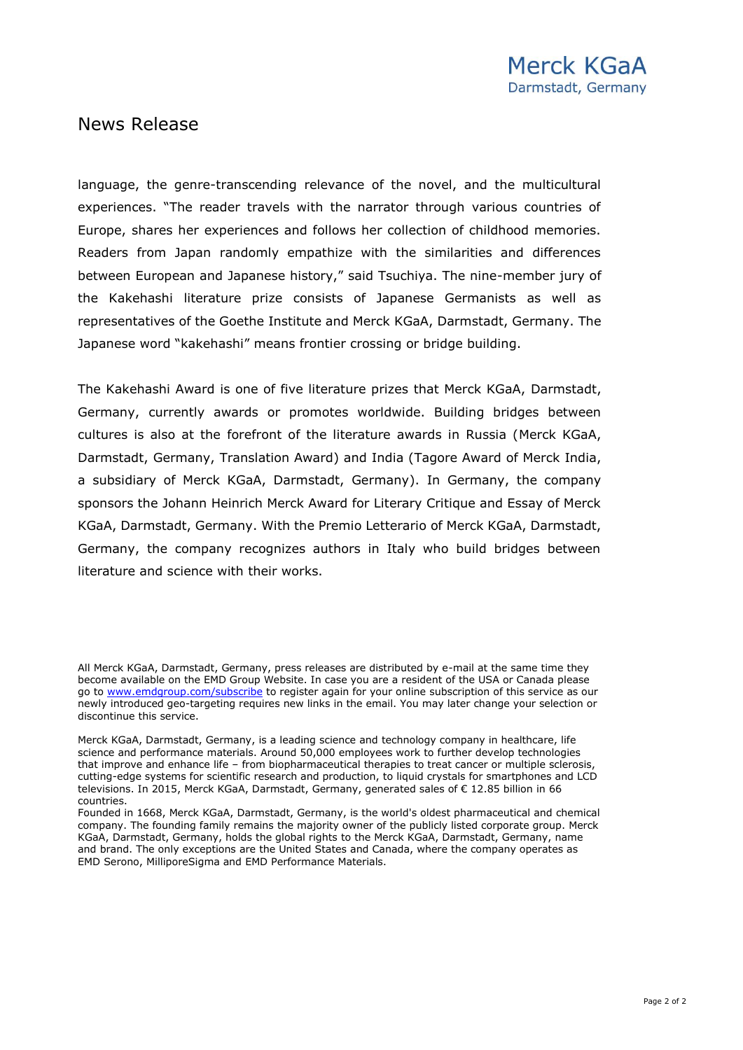language, the genre-transcending relevance of the novel, and the multicultural experiences. "The reader travels with the narrator through various countries of Europe, shares her experiences and follows her collection of childhood memories. Readers from Japan randomly empathize with the similarities and differences between European and Japanese history," said Tsuchiya. The nine-member jury of the Kakehashi literature prize consists of Japanese Germanists as well as representatives of the Goethe Institute and Merck KGaA, Darmstadt, Germany. The Japanese word "kakehashi" means frontier crossing or bridge building.

The Kakehashi Award is one of five literature prizes that Merck KGaA, Darmstadt, Germany, currently awards or promotes worldwide. Building bridges between cultures is also at the forefront of the literature awards in Russia (Merck KGaA, Darmstadt, Germany, Translation Award) and India (Tagore Award of Merck India, a subsidiary of Merck KGaA, Darmstadt, Germany). In Germany, the company sponsors the Johann Heinrich Merck Award for Literary Critique and Essay of Merck KGaA, Darmstadt, Germany. With the Premio Letterario of Merck KGaA, Darmstadt, Germany, the company recognizes authors in Italy who build bridges between literature and science with their works.

All Merck KGaA, Darmstadt, Germany, press releases are distributed by e-mail at the same time they become available on the EMD Group Website. In case you are a resident of the USA or Canada please go to [www.emdgroup.com/subscribe](http://www.emdgroup.com/subscribe) to register again for your online subscription of this service as our newly introduced geo-targeting requires new links in the email. You may later change your selection or discontinue this service.

Merck KGaA, Darmstadt, Germany, is a leading science and technology company in healthcare, life science and performance materials. Around 50,000 employees work to further develop technologies that improve and enhance life – from biopharmaceutical therapies to treat cancer or multiple sclerosis, cutting-edge systems for scientific research and production, to liquid crystals for smartphones and LCD televisions. In 2015, Merck KGaA, Darmstadt, Germany, generated sales of € 12.85 billion in 66 countries.
Founded in 1668, Merck KGaA, Darmstadt, Germany, is the world's oldest pharmaceutical and chemical company. The founding family remains the majority owner of the publicly listed corporate group. Merck KGaA, Darmstadt, Germany, holds the global rights to the Merck KGaA, Darmstadt, Germany, name and brand. The only exceptions are the United States and Canada, where the company operates as EMD Serono, MilliporeSigma and EMD Performance Materials.